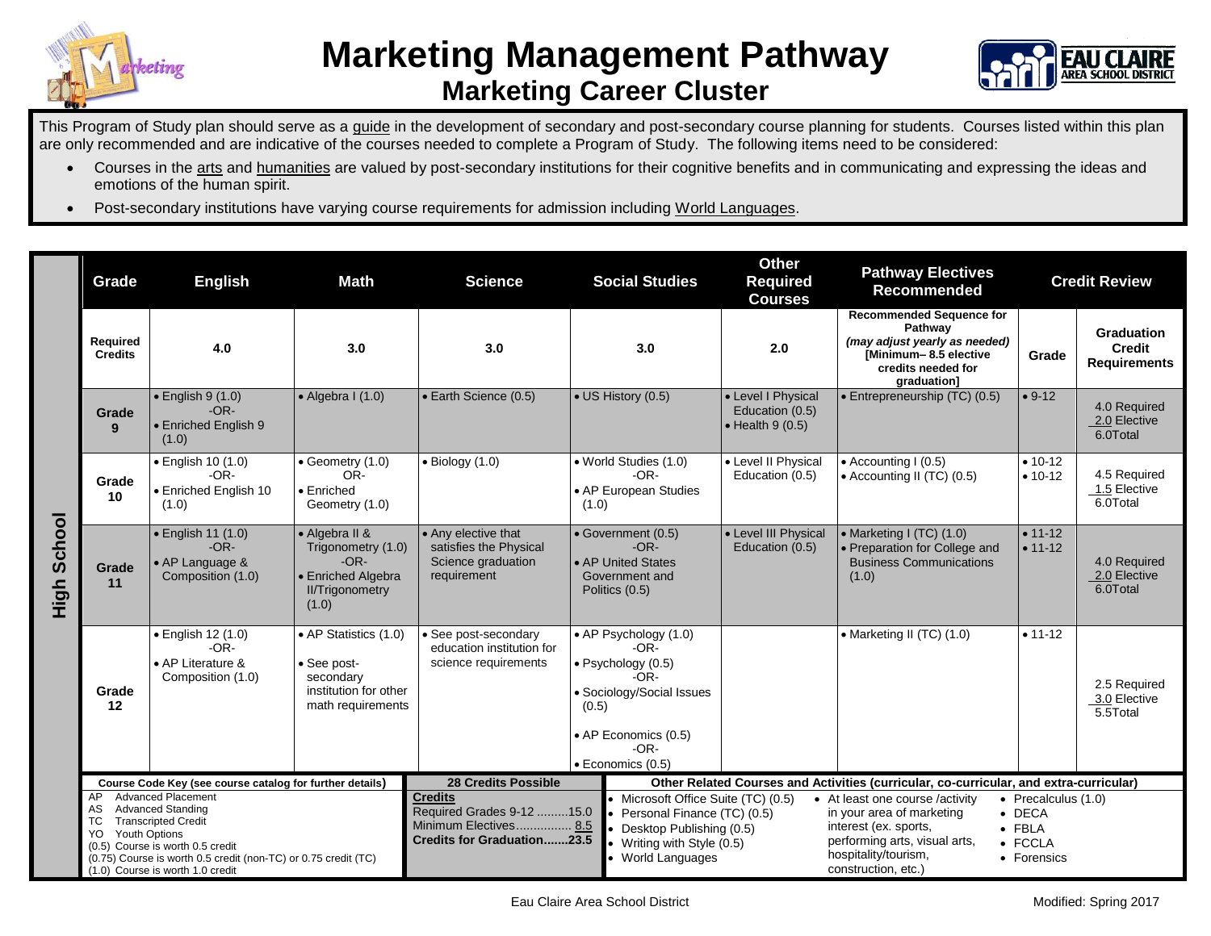# Marketing Management Pathway

## Marketing Career Cluster

This Program of Study plan should serve as a guide in the development of secondary and post-secondary course planning for students. Courses listed within this plan are only recommended and are indicative of the courses needed to complete a Program of Study. The following items need to be considered:

- Courses in the arts and humanities are valued by post-secondary institutions for their cognitive benefits and in communicating and expressing the ideas and emotions of the human spirit.
- Post-secondary institutions have varying course requirements for admission including World Languages.

**High School**

| Grade | English | Math | Science | Social Studies | Other Required Courses | Pathway Electives Recommended | Credit Review | |
|---|---|---|---|---|---|---|---|---|
| Required Credits | 4.0 | 3.0 | 3.0 | 3.0 | 2.0 | Recommended Sequence for Pathway *(may adjust yearly as needed)* [Minimum– 8.5 elective credits needed for graduation] | Grade | Graduation Credit Requirements |
| Grade 9 | • English 9 (1.0) -OR- • Enriched English 9 (1.0) | • Algebra I (1.0) | • Earth Science (0.5) | • US History (0.5) | • Level I Physical Education (0.5) • Health 9 (0.5) | • Entrepreneurship (TC) (0.5) | • 9-12 | 4.0 Required 2.0 Elective 6.0Total |
| Grade 10 | • English 10 (1.0) -OR- • Enriched English 10 (1.0) | • Geometry (1.0) OR- • Enriched Geometry (1.0) | • Biology (1.0) | • World Studies (1.0) -OR- • AP European Studies (1.0) | • Level II Physical Education (0.5) | • Accounting I (0.5) • Accounting II (TC) (0.5) | • 10-12 • 10-12 | 4.5 Required 1.5 Elective 6.0Total |
| Grade 11 | • English 11 (1.0) -OR- • AP Language & Composition (1.0) | • Algebra II & Trigonometry (1.0) -OR- • Enriched Algebra II/Trigonometry (1.0) | • Any elective that satisfies the Physical Science graduation requirement | • Government (0.5) -OR- • AP United States Government and Politics (0.5) | • Level III Physical Education (0.5) | • Marketing I (TC) (1.0) • Preparation for College and Business Communications (1.0) | • 11-12 • 11-12 | 4.0 Required 2.0 Elective 6.0Total |
| Grade 12 | • English 12 (1.0) -OR- • AP Literature & Composition (1.0) | • AP Statistics (1.0) • See post-secondary institution for other math requirements | • See post-secondary education institution for science requirements | • AP Psychology (1.0) -OR- • Psychology (0.5) -OR- • Sociology/Social Issues (0.5) • AP Economics (0.5) -OR- • Economics (0.5) | | • Marketing II (TC) (1.0) | • 11-12 | 2.5 Required 3.0 Elective 5.5Total |

**Course Code Key (see course catalog for further details)**

- AP Advanced Placement
- AS Advanced Standing
- TC Transcripted Credit
- YO Youth Options
- (0.5) Course is worth 0.5 credit
- (0.75) Course is worth 0.5 credit (non-TC) or 0.75 credit (TC)
- (1.0) Course is worth 1.0 credit

**28 Credits Possible**

**Credits**
Required Grades 9-12 .........15.0
Minimum Electives................ 8.5
**Credits for Graduation.......23.5**

**Other Related Courses and Activities (curricular, co-curricular, and extra-curricular)**

- Microsoft Office Suite (TC) (0.5)
- Personal Finance (TC) (0.5)
- Desktop Publishing (0.5)
- Writing with Style (0.5)
- World Languages
- At least one course /activity in your area of marketing interest (ex. sports, performing arts, visual arts, hospitality/tourism, construction, etc.)
- Precalculus (1.0)
- DECA
- FBLA
- FCCLA
- Forensics

Eau Claire Area School District — Modified: Spring 2017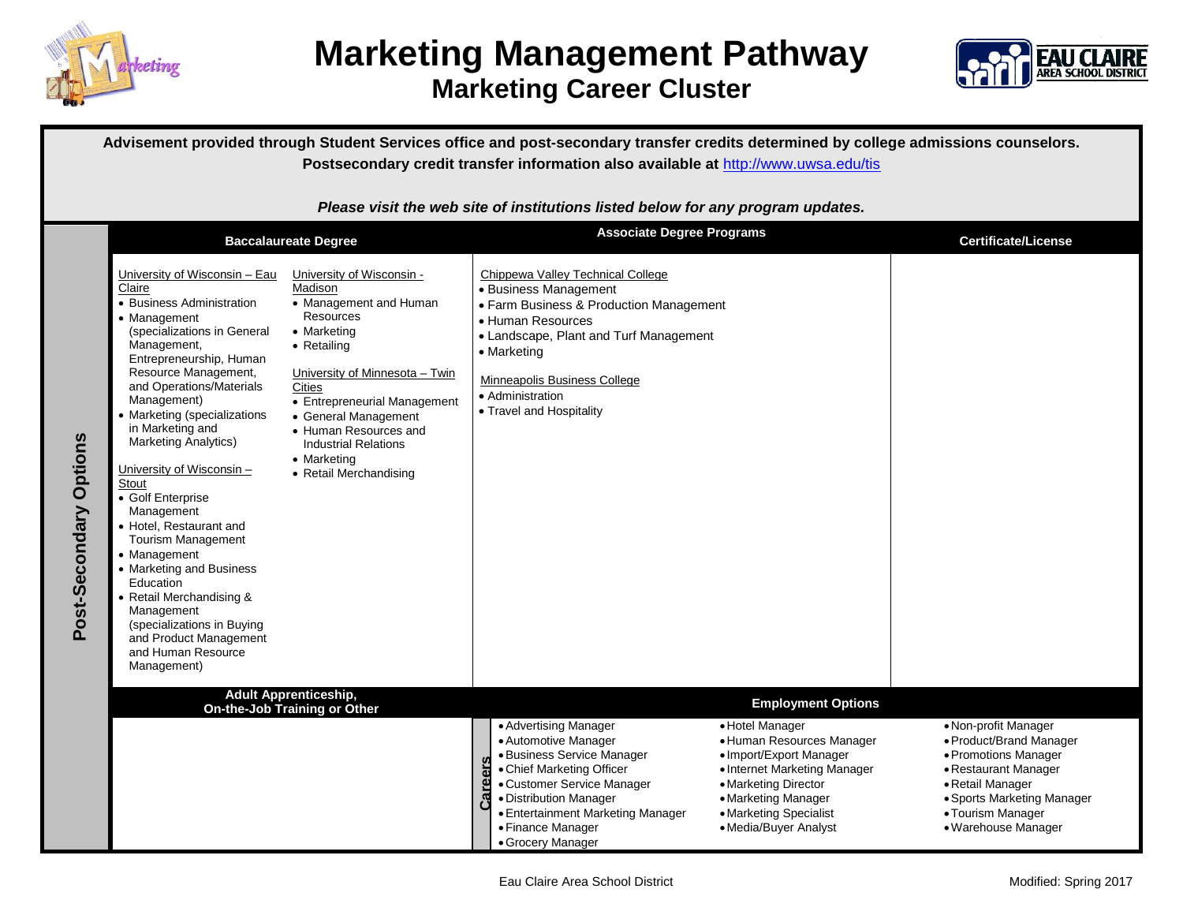# Marketing Management Pathway

## Marketing Career Cluster

**Advisement provided through Student Services office and post-secondary transfer credits determined by college admissions counselors.**
**Postsecondary credit transfer information also available at** http://www.uwsa.edu/tis

***Please visit the web site of institutions listed below for any program updates.***

## Post-Secondary Options

### Baccalaureate Degree

University of Wisconsin – Eau Claire
- Business Administration
- Management (specializations in General Management, Entrepreneurship, Human Resource Management, and Operations/Materials Management)
- Marketing (specializations in Marketing and Marketing Analytics)

University of Wisconsin – Stout
- Golf Enterprise Management
- Hotel, Restaurant and Tourism Management
- Management
- Marketing and Business Education
- Retail Merchandising & Management (specializations in Buying and Product Management and Human Resource Management)

University of Wisconsin - Madison
- Management and Human Resources
- Marketing
- Retailing

University of Minnesota – Twin Cities
- Entrepreneurial Management
- General Management
- Human Resources and Industrial Relations
- Marketing
- Retail Merchandising

### Associate Degree Programs

Chippewa Valley Technical College
- Business Management
- Farm Business & Production Management
- Human Resources
- Landscape, Plant and Turf Management
- Marketing

Minneapolis Business College
- Administration
- Travel and Hospitality

### Certificate/License

### Adult Apprenticeship, On-the-Job Training or Other

### Employment Options

**Careers**

- Advertising Manager
- Automotive Manager
- Business Service Manager
- Chief Marketing Officer
- Customer Service Manager
- Distribution Manager
- Entertainment Marketing Manager
- Finance Manager
- Grocery Manager
- Hotel Manager
- Human Resources Manager
- Import/Export Manager
- Internet Marketing Manager
- Marketing Director
- Marketing Manager
- Marketing Specialist
- Media/Buyer Analyst
- Non-profit Manager
- Product/Brand Manager
- Promotions Manager
- Restaurant Manager
- Retail Manager
- Sports Marketing Manager
- Tourism Manager
- Warehouse Manager

Eau Claire Area School District

Modified: Spring 2017